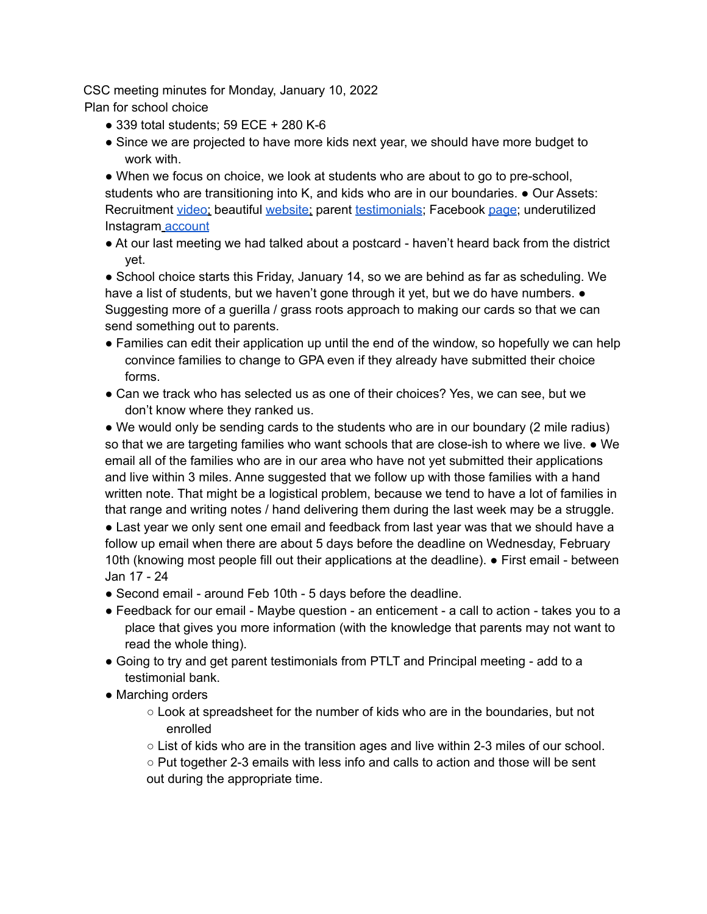CSC meeting minutes for Monday, January 10, 2022

Plan for school choice

- 339 total students; 59 ECE + 280 K-6
- Since we are projected to have more kids next year, we should have more budget to work with.
- When we focus on choice, we look at students who are about to go to pre-school, students who are transitioning into K, and kids who are in our boundaries.
- Our Assets: Recruitment [video](); beautiful [website](); parent [testimonials](); Facebook [page](); underutilized Instagram [account]()
- At our last meeting we had talked about a postcard - haven't heard back from the district yet.
- School choice starts this Friday, January 14, so we are behind as far as scheduling. We have a list of students, but we haven't gone through it yet, but we do have numbers.
- Suggesting more of a guerilla / grass roots approach to making our cards so that we can send something out to parents.
- Families can edit their application up until the end of the window, so hopefully we can help convince families to change to GPA even if they already have submitted their choice forms.
- Can we track who has selected us as one of their choices? Yes, we can see, but we don't know where they ranked us.
- We would only be sending cards to the students who are in our boundary (2 mile radius) so that we are targeting families who want schools that are close-ish to where we live.
- We email all of the families who are in our area who have not yet submitted their applications and live within 3 miles. Anne suggested that we follow up with those families with a hand written note. That might be a logistical problem, because we tend to have a lot of families in that range and writing notes / hand delivering them during the last week may be a struggle.
- Last year we only sent one email and feedback from last year was that we should have a follow up email when there are about 5 days before the deadline on Wednesday, February 10th (knowing most people fill out their applications at the deadline).
- First email - between Jan 17 - 24
- Second email - around Feb 10th - 5 days before the deadline.
- Feedback for our email - Maybe question - an enticement - a call to action - takes you to a place that gives you more information (with the knowledge that parents may not want to read the whole thing).
- Going to try and get parent testimonials from PTLT and Principal meeting - add to a testimonial bank.
- Marching orders
  - Look at spreadsheet for the number of kids who are in the boundaries, but not enrolled
  - List of kids who are in the transition ages and live within 2-3 miles of our school.
  - Put together 2-3 emails with less info and calls to action and those will be sent out during the appropriate time.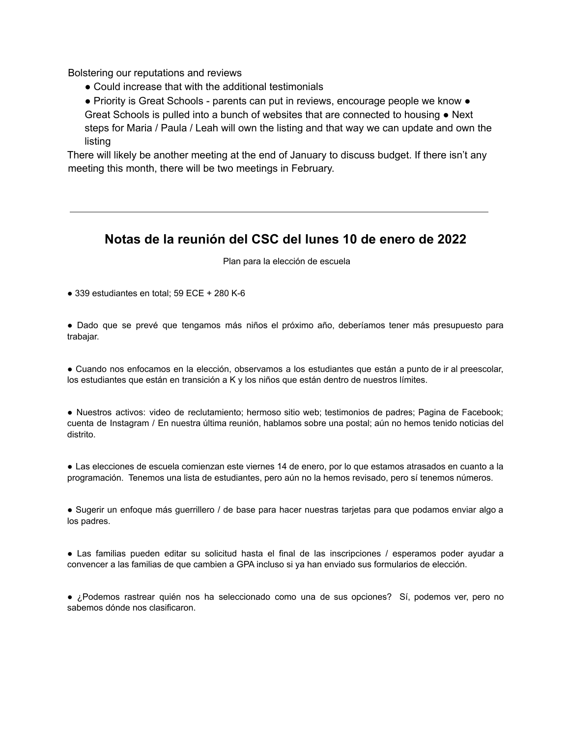Bolstering our reputations and reviews

- Could increase that with the additional testimonials
- Priority is Great Schools - parents can put in reviews, encourage people we know ● Great Schools is pulled into a bunch of websites that are connected to housing ● Next steps for Maria / Paula / Leah will own the listing and that way we can update and own the listing

There will likely be another meeting at the end of January to discuss budget. If there isn't any meeting this month, there will be two meetings in February.

---

## Notas de la reunión del CSC del lunes 10 de enero de 2022

Plan para la elección de escuela

- 339 estudiantes en total; 59 ECE + 280 K-6

- Dado que se prevé que tengamos más niños el próximo año, deberíamos tener más presupuesto para trabajar.

- Cuando nos enfocamos en la elección, observamos a los estudiantes que están a punto de ir al preescolar, los estudiantes que están en transición a K y los niños que están dentro de nuestros límites.

- Nuestros activos: video de reclutamiento; hermoso sitio web; testimonios de padres; Pagina de Facebook; cuenta de Instagram / En nuestra última reunión, hablamos sobre una postal; aún no hemos tenido noticias del distrito.

- Las elecciones de escuela comienzan este viernes 14 de enero, por lo que estamos atrasados en cuanto a la programación. Tenemos una lista de estudiantes, pero aún no la hemos revisado, pero sí tenemos números.

- Sugerir un enfoque más guerrillero / de base para hacer nuestras tarjetas para que podamos enviar algo a los padres.

- Las familias pueden editar su solicitud hasta el final de las inscripciones / esperamos poder ayudar a convencer a las familias de que cambien a GPA incluso si ya han enviado sus formularios de elección.

- ¿Podemos rastrear quién nos ha seleccionado como una de sus opciones? Sí, podemos ver, pero no sabemos dónde nos clasificaron.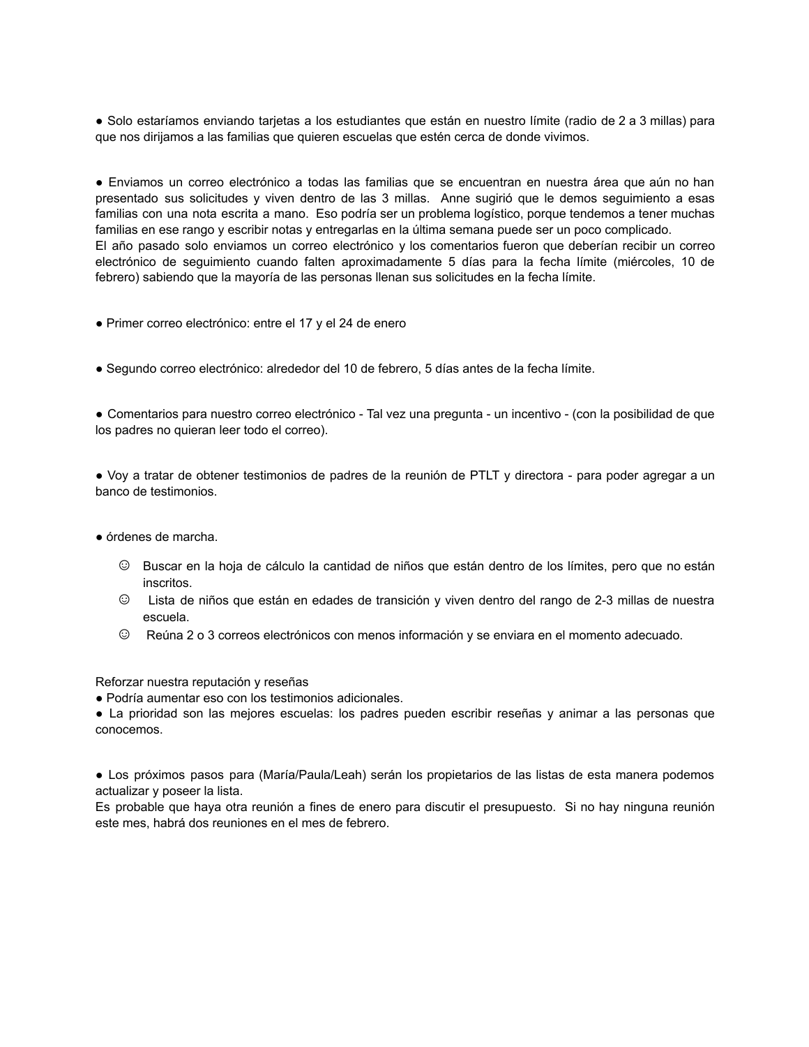- Solo estaríamos enviando tarjetas a los estudiantes que están en nuestro límite (radio de 2 a 3 millas) para que nos dirijamos a las familias que quieren escuelas que estén cerca de donde vivimos.

- Enviamos un correo electrónico a todas las familias que se encuentran en nuestra área que aún no han presentado sus solicitudes y viven dentro de las 3 millas. Anne sugirió que le demos seguimiento a esas familias con una nota escrita a mano. Eso podría ser un problema logístico, porque tendemos a tener muchas familias en ese rango y escribir notas y entregarlas en la última semana puede ser un poco complicado.
El año pasado solo enviamos un correo electrónico y los comentarios fueron que deberían recibir un correo electrónico de seguimiento cuando falten aproximadamente 5 días para la fecha límite (miércoles, 10 de febrero) sabiendo que la mayoría de las personas llenan sus solicitudes en la fecha límite.

- Primer correo electrónico: entre el 17 y el 24 de enero

- Segundo correo electrónico: alrededor del 10 de febrero, 5 días antes de la fecha límite.

- Comentarios para nuestro correo electrónico - Tal vez una pregunta - un incentivo - (con la posibilidad de que los padres no quieran leer todo el correo).

- Voy a tratar de obtener testimonios de padres de la reunión de PTLT y directora - para poder agregar a un banco de testimonios.

- órdenes de marcha.
  - ☺ Buscar en la hoja de cálculo la cantidad de niños que están dentro de los límites, pero que no están inscritos.
  - ☺ Lista de niños que están en edades de transición y viven dentro del rango de 2-3 millas de nuestra escuela.
  - ☺ Reúna 2 o 3 correos electrónicos con menos información y se enviara en el momento adecuado.

Reforzar nuestra reputación y reseñas
- Podría aumentar eso con los testimonios adicionales.
- La prioridad son las mejores escuelas: los padres pueden escribir reseñas y animar a las personas que conocemos.

- Los próximos pasos para (María/Paula/Leah) serán los propietarios de las listas de esta manera podemos actualizar y poseer la lista.
Es probable que haya otra reunión a fines de enero para discutir el presupuesto. Si no hay ninguna reunión este mes, habrá dos reuniones en el mes de febrero.